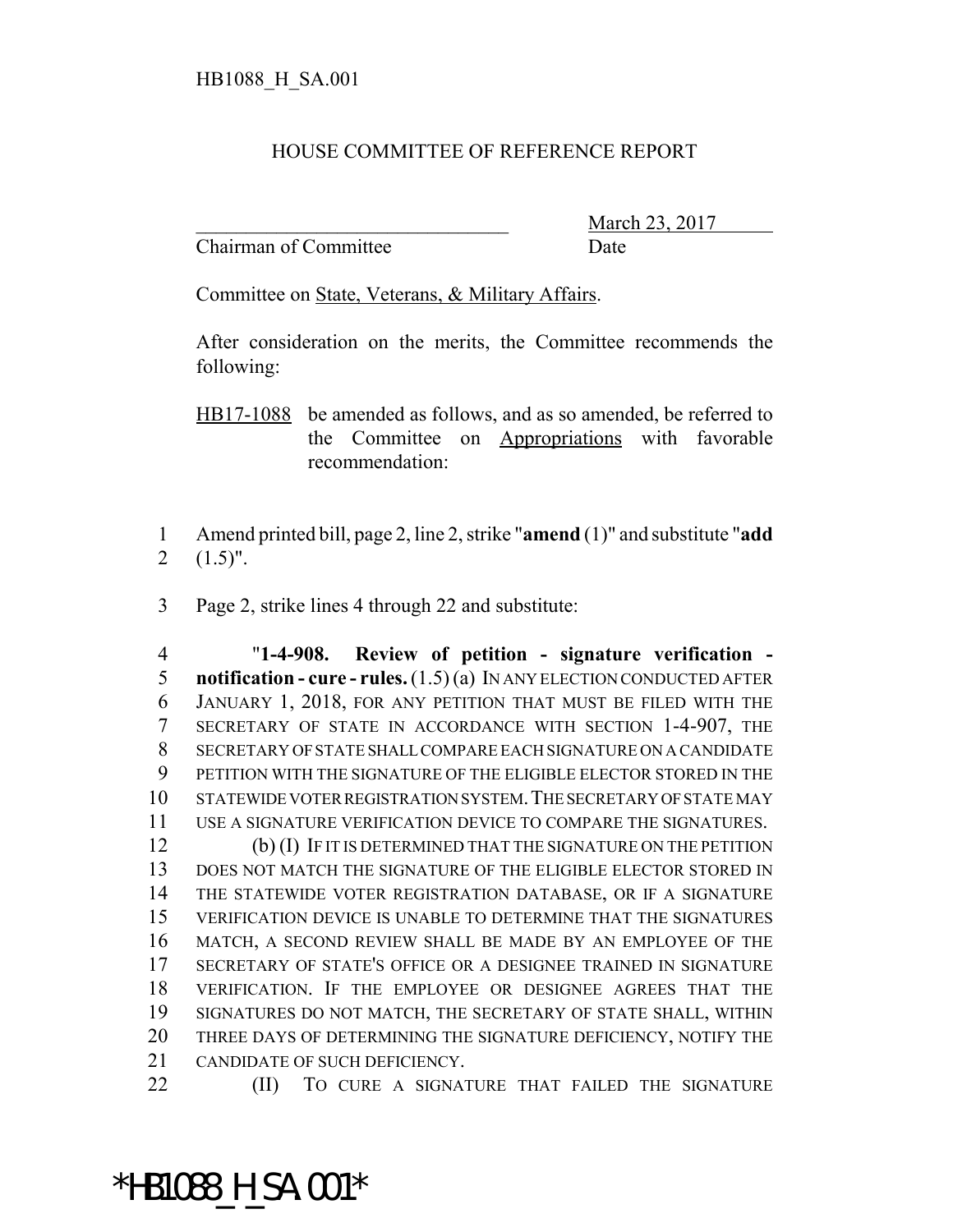HB1088_H_SA.001

HOUSE COMMITTEE OF REFERENCE REPORT

_______________________________ March 23, 2017
Chairman of Committee Date

Committee on State, Veterans, & Military Affairs.

After consideration on the merits, the Committee recommends the following:

HB17-1088 be amended as follows, and as so amended, be referred to the Committee on Appropriations with favorable recommendation:

1 Amend printed bill, page 2, line 2, strike "**amend** (1)" and substitute "**add**
2 (1.5)".

3 Page 2, strike lines 4 through 22 and substitute:

4 "**1-4-908. Review of petition - signature verification -**
5 **notification - cure - rules.** (1.5) (a) IN ANY ELECTION CONDUCTED AFTER
6 JANUARY 1, 2018, FOR ANY PETITION THAT MUST BE FILED WITH THE
7 SECRETARY OF STATE IN ACCORDANCE WITH SECTION 1-4-907, THE
8 SECRETARY OF STATE SHALL COMPARE EACH SIGNATURE ON A CANDIDATE
9 PETITION WITH THE SIGNATURE OF THE ELIGIBLE ELECTOR STORED IN THE
10 STATEWIDE VOTER REGISTRATION SYSTEM. THE SECRETARY OF STATE MAY
11 USE A SIGNATURE VERIFICATION DEVICE TO COMPARE THE SIGNATURES.
12 (b) (I) IF IT IS DETERMINED THAT THE SIGNATURE ON THE PETITION
13 DOES NOT MATCH THE SIGNATURE OF THE ELIGIBLE ELECTOR STORED IN
14 THE STATEWIDE VOTER REGISTRATION DATABASE, OR IF A SIGNATURE
15 VERIFICATION DEVICE IS UNABLE TO DETERMINE THAT THE SIGNATURES
16 MATCH, A SECOND REVIEW SHALL BE MADE BY AN EMPLOYEE OF THE
17 SECRETARY OF STATE'S OFFICE OR A DESIGNEE TRAINED IN SIGNATURE
18 VERIFICATION. IF THE EMPLOYEE OR DESIGNEE AGREES THAT THE
19 SIGNATURES DO NOT MATCH, THE SECRETARY OF STATE SHALL, WITHIN
20 THREE DAYS OF DETERMINING THE SIGNATURE DEFICIENCY, NOTIFY THE
21 CANDIDATE OF SUCH DEFICIENCY.
22 (II) TO CURE A SIGNATURE THAT FAILED THE SIGNATURE

*HB1088_H_SA.001*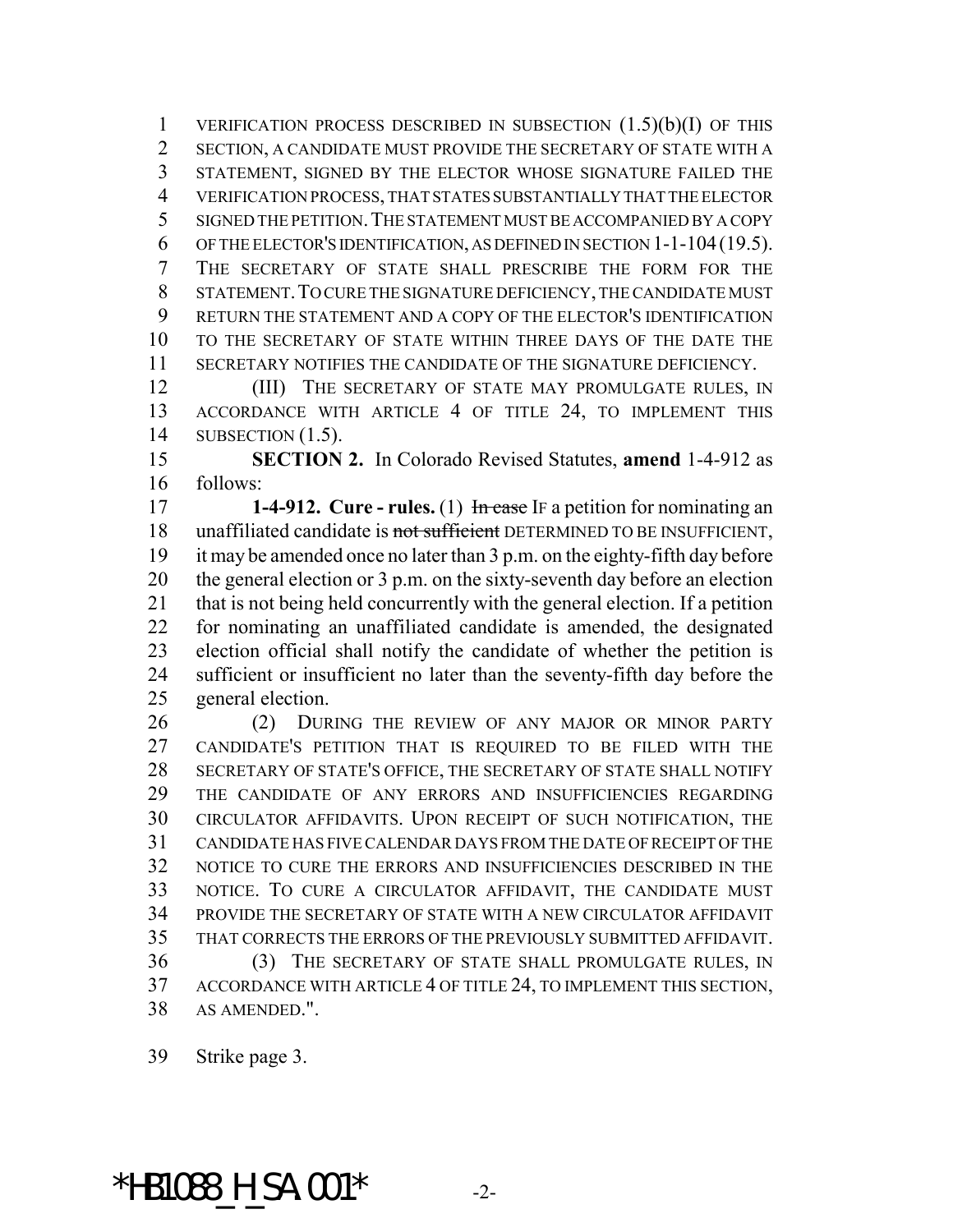VERIFICATION PROCESS DESCRIBED IN SUBSECTION (1.5)(b)(I) OF THIS SECTION, A CANDIDATE MUST PROVIDE THE SECRETARY OF STATE WITH A STATEMENT, SIGNED BY THE ELECTOR WHOSE SIGNATURE FAILED THE VERIFICATION PROCESS, THAT STATES SUBSTANTIALLY THAT THE ELECTOR SIGNED THE PETITION. THE STATEMENT MUST BE ACCOMPANIED BY A COPY OF THE ELECTOR'S IDENTIFICATION, AS DEFINED IN SECTION 1-1-104 (19.5). THE SECRETARY OF STATE SHALL PRESCRIBE THE FORM FOR THE STATEMENT. TO CURE THE SIGNATURE DEFICIENCY, THE CANDIDATE MUST RETURN THE STATEMENT AND A COPY OF THE ELECTOR'S IDENTIFICATION TO THE SECRETARY OF STATE WITHIN THREE DAYS OF THE DATE THE SECRETARY NOTIFIES THE CANDIDATE OF THE SIGNATURE DEFICIENCY.

(III) THE SECRETARY OF STATE MAY PROMULGATE RULES, IN ACCORDANCE WITH ARTICLE 4 OF TITLE 24, TO IMPLEMENT THIS SUBSECTION (1.5).

**SECTION 2.** In Colorado Revised Statutes, **amend** 1-4-912 as follows:

**1-4-912. Cure - rules.** (1) ~~In case~~ IF a petition for nominating an unaffiliated candidate is ~~not sufficient~~ DETERMINED TO BE INSUFFICIENT, it may be amended once no later than 3 p.m. on the eighty-fifth day before the general election or 3 p.m. on the sixty-seventh day before an election that is not being held concurrently with the general election. If a petition for nominating an unaffiliated candidate is amended, the designated election official shall notify the candidate of whether the petition is sufficient or insufficient no later than the seventy-fifth day before the general election.

(2) DURING THE REVIEW OF ANY MAJOR OR MINOR PARTY CANDIDATE'S PETITION THAT IS REQUIRED TO BE FILED WITH THE SECRETARY OF STATE'S OFFICE, THE SECRETARY OF STATE SHALL NOTIFY THE CANDIDATE OF ANY ERRORS AND INSUFFICIENCIES REGARDING CIRCULATOR AFFIDAVITS. UPON RECEIPT OF SUCH NOTIFICATION, THE CANDIDATE HAS FIVE CALENDAR DAYS FROM THE DATE OF RECEIPT OF THE NOTICE TO CURE THE ERRORS AND INSUFFICIENCIES DESCRIBED IN THE NOTICE. TO CURE A CIRCULATOR AFFIDAVIT, THE CANDIDATE MUST PROVIDE THE SECRETARY OF STATE WITH A NEW CIRCULATOR AFFIDAVIT THAT CORRECTS THE ERRORS OF THE PREVIOUSLY SUBMITTED AFFIDAVIT.

(3) THE SECRETARY OF STATE SHALL PROMULGATE RULES, IN ACCORDANCE WITH ARTICLE 4 OF TITLE 24, TO IMPLEMENT THIS SECTION, AS AMENDED.".

Strike page 3.

*HB1088_H_SA.001*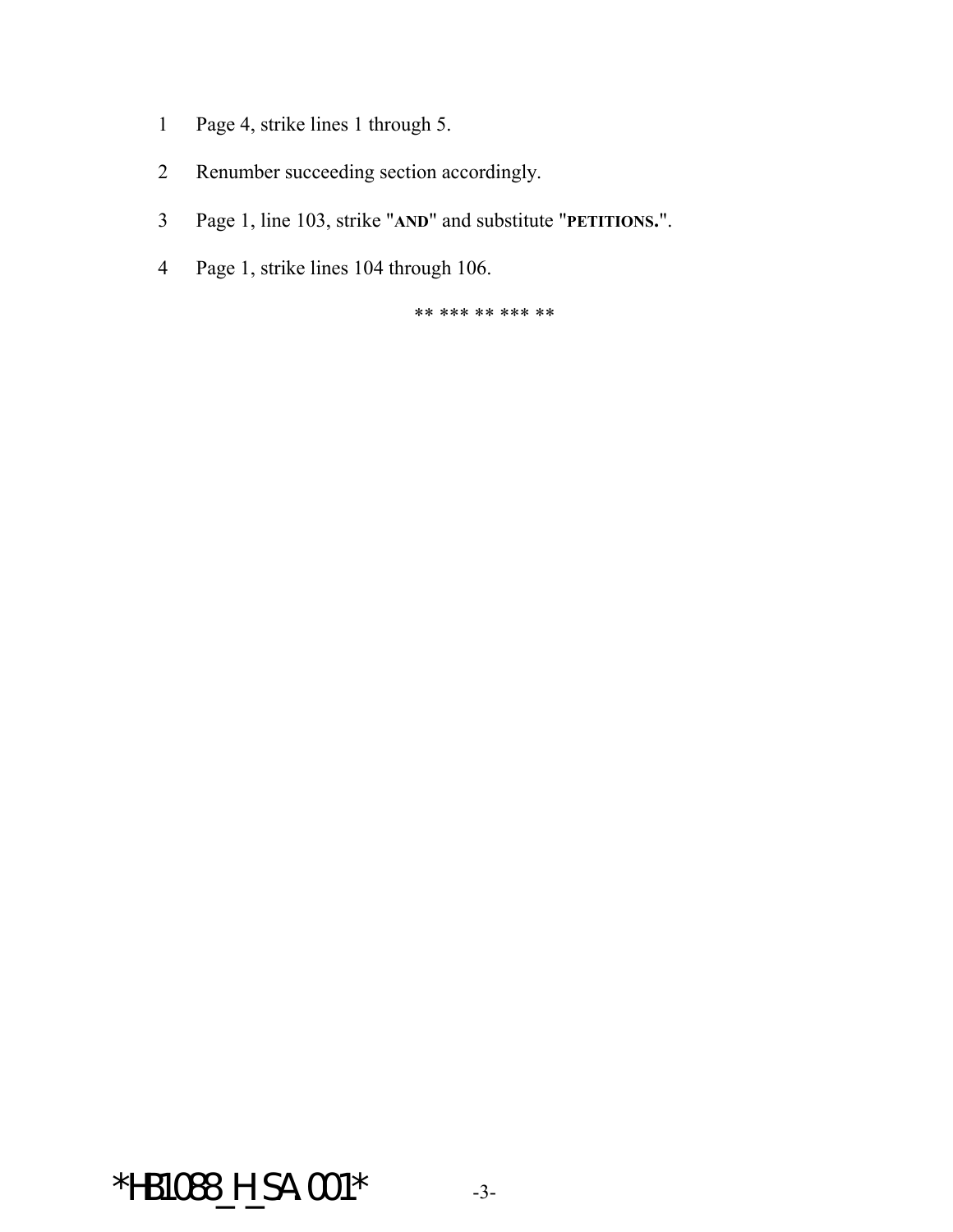1 Page 4, strike lines 1 through 5.

2 Renumber succeeding section accordingly.

3 Page 1, line 103, strike "**AND**" and substitute "**PETITIONS.**".

4 Page 1, strike lines 104 through 106.

** *** ** *** **

*HB1088_H_SA.001*